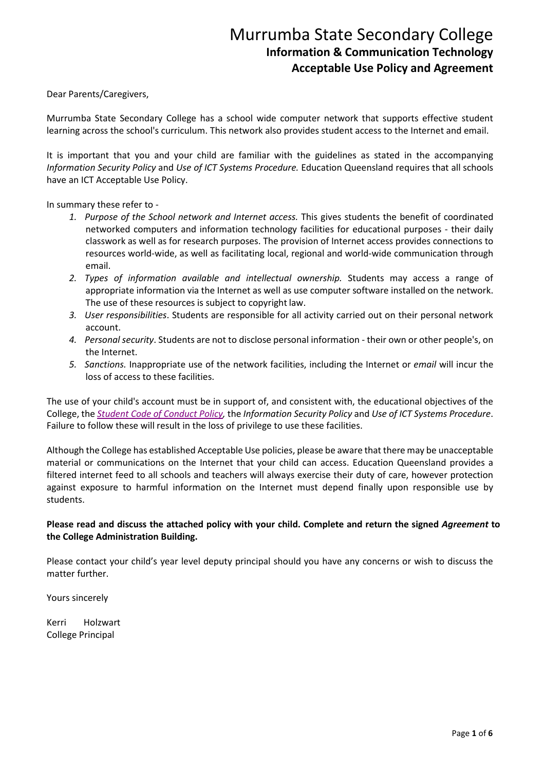# Murrumba State Secondary College

## Information & Communication Technology
## Acceptable Use Policy and Agreement

Dear Parents/Caregivers,

Murrumba State Secondary College has a school wide computer network that supports effective student learning across the school's curriculum. This network also provides student access to the Internet and email.

It is important that you and your child are familiar with the guidelines as stated in the accompanying *Information Security Policy* and *Use of ICT Systems Procedure.* Education Queensland requires that all schools have an ICT Acceptable Use Policy.

In summary these refer to -

1. *Purpose of the School network and Internet access.* This gives students the benefit of coordinated networked computers and information technology facilities for educational purposes - their daily classwork as well as for research purposes. The provision of Internet access provides connections to resources world-wide, as well as facilitating local, regional and world-wide communication through email.
2. *Types of information available and intellectual ownership.* Students may access a range of appropriate information via the Internet as well as use computer software installed on the network. The use of these resources is subject to copyright law.
3. *User responsibilities*. Students are responsible for all activity carried out on their personal network account.
4. *Personal security*. Students are not to disclose personal information - their own or other people's, on the Internet.
5. *Sanctions.* Inappropriate use of the network facilities, including the Internet or *email* will incur the loss of access to these facilities.

The use of your child's account must be in support of, and consistent with, the educational objectives of the College, the *Student Code of Conduct Policy,* the *Information Security Policy* and *Use of ICT Systems Procedure*. Failure to follow these will result in the loss of privilege to use these facilities.

Although the College has established Acceptable Use policies, please be aware that there may be unacceptable material or communications on the Internet that your child can access. Education Queensland provides a filtered internet feed to all schools and teachers will always exercise their duty of care, however protection against exposure to harmful information on the Internet must depend finally upon responsible use by students.

**Please read and discuss the attached policy with your child. Complete and return the signed *Agreement* to the College Administration Building.**

Please contact your child's year level deputy principal should you have any concerns or wish to discuss the matter further.

Yours sincerely

Kerri Holzwart
College Principal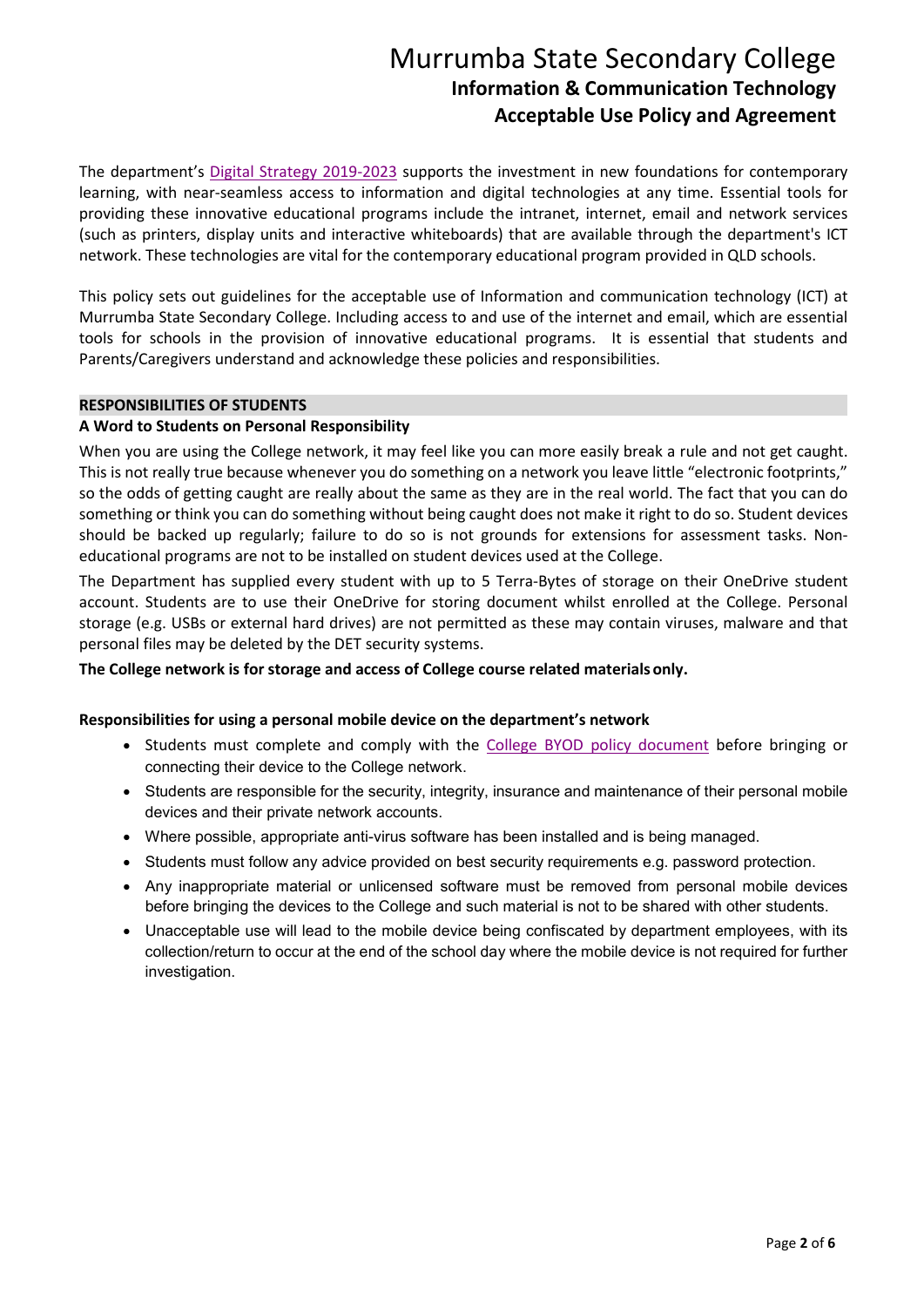The department's Digital Strategy 2019-2023 supports the investment in new foundations for contemporary learning, with near-seamless access to information and digital technologies at any time. Essential tools for providing these innovative educational programs include the intranet, internet, email and network services (such as printers, display units and interactive whiteboards) that are available through the department's ICT network. These technologies are vital for the contemporary educational program provided in QLD schools.

This policy sets out guidelines for the acceptable use of Information and communication technology (ICT) at Murrumba State Secondary College. Including access to and use of the internet and email, which are essential tools for schools in the provision of innovative educational programs. It is essential that students and Parents/Caregivers understand and acknowledge these policies and responsibilities.

## RESPONSIBILITIES OF STUDENTS

### A Word to Students on Personal Responsibility

When you are using the College network, it may feel like you can more easily break a rule and not get caught. This is not really true because whenever you do something on a network you leave little "electronic footprints," so the odds of getting caught are really about the same as they are in the real world. The fact that you can do something or think you can do something without being caught does not make it right to do so. Student devices should be backed up regularly; failure to do so is not grounds for extensions for assessment tasks. Non-educational programs are not to be installed on student devices used at the College.

The Department has supplied every student with up to 5 Terra-Bytes of storage on their OneDrive student account. Students are to use their OneDrive for storing document whilst enrolled at the College. Personal storage (e.g. USBs or external hard drives) are not permitted as these may contain viruses, malware and that personal files may be deleted by the DET security systems.

**The College network is for storage and access of College course related materials only.**

### Responsibilities for using a personal mobile device on the department's network

- Students must complete and comply with the College BYOD policy document before bringing or connecting their device to the College network.
- Students are responsible for the security, integrity, insurance and maintenance of their personal mobile devices and their private network accounts.
- Where possible, appropriate anti-virus software has been installed and is being managed.
- Students must follow any advice provided on best security requirements e.g. password protection.
- Any inappropriate material or unlicensed software must be removed from personal mobile devices before bringing the devices to the College and such material is not to be shared with other students.
- Unacceptable use will lead to the mobile device being confiscated by department employees, with its collection/return to occur at the end of the school day where the mobile device is not required for further investigation.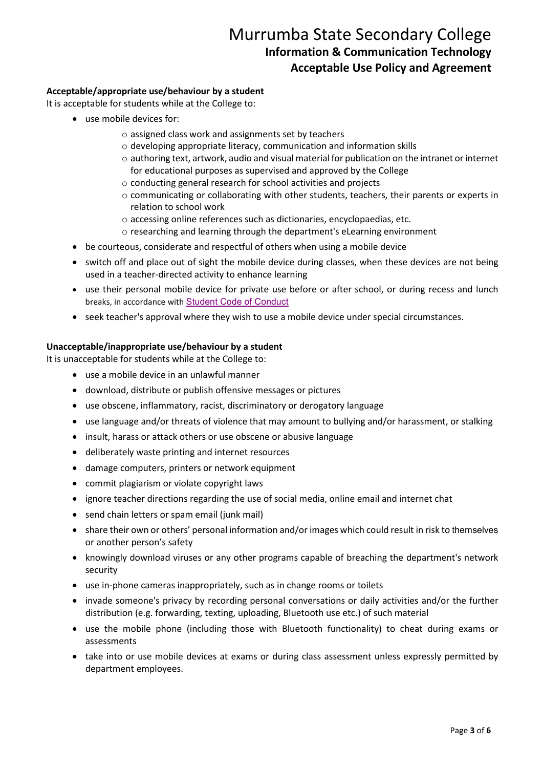**Acceptable/appropriate use/behaviour by a student**

It is acceptable for students while at the College to:

- use mobile devices for:
  - assigned class work and assignments set by teachers
  - developing appropriate literacy, communication and information skills
  - authoring text, artwork, audio and visual material for publication on the intranet or internet for educational purposes as supervised and approved by the College
  - conducting general research for school activities and projects
  - communicating or collaborating with other students, teachers, their parents or experts in relation to school work
  - accessing online references such as dictionaries, encyclopaedias, etc.
  - researching and learning through the department's eLearning environment
- be courteous, considerate and respectful of others when using a mobile device
- switch off and place out of sight the mobile device during classes, when these devices are not being used in a teacher-directed activity to enhance learning
- use their personal mobile device for private use before or after school, or during recess and lunch breaks, in accordance with Student Code of Conduct
- seek teacher's approval where they wish to use a mobile device under special circumstances.

**Unacceptable/inappropriate use/behaviour by a student**

It is unacceptable for students while at the College to:

- use a mobile device in an unlawful manner
- download, distribute or publish offensive messages or pictures
- use obscene, inflammatory, racist, discriminatory or derogatory language
- use language and/or threats of violence that may amount to bullying and/or harassment, or stalking
- insult, harass or attack others or use obscene or abusive language
- deliberately waste printing and internet resources
- damage computers, printers or network equipment
- commit plagiarism or violate copyright laws
- ignore teacher directions regarding the use of social media, online email and internet chat
- send chain letters or spam email (junk mail)
- share their own or others' personal information and/or images which could result in risk to themselves or another person's safety
- knowingly download viruses or any other programs capable of breaching the department's network security
- use in-phone cameras inappropriately, such as in change rooms or toilets
- invade someone's privacy by recording personal conversations or daily activities and/or the further distribution (e.g. forwarding, texting, uploading, Bluetooth use etc.) of such material
- use the mobile phone (including those with Bluetooth functionality) to cheat during exams or assessments
- take into or use mobile devices at exams or during class assessment unless expressly permitted by department employees.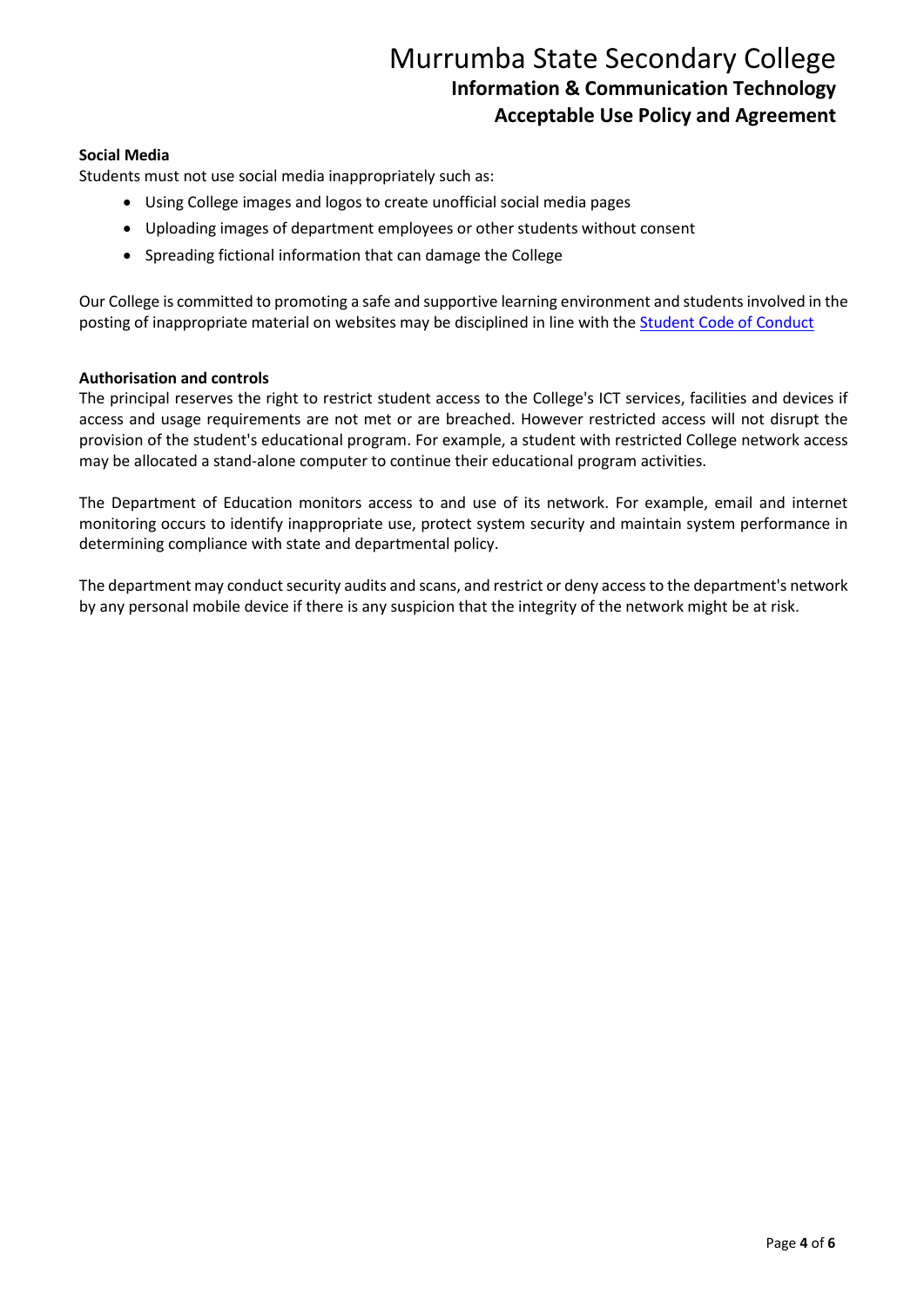**Social Media**

Students must not use social media inappropriately such as:

- Using College images and logos to create unofficial social media pages
- Uploading images of department employees or other students without consent
- Spreading fictional information that can damage the College

Our College is committed to promoting a safe and supportive learning environment and students involved in the posting of inappropriate material on websites may be disciplined in line with the Student Code of Conduct

**Authorisation and controls**

The principal reserves the right to restrict student access to the College's ICT services, facilities and devices if access and usage requirements are not met or are breached. However restricted access will not disrupt the provision of the student's educational program. For example, a student with restricted College network access may be allocated a stand-alone computer to continue their educational program activities.

The Department of Education monitors access to and use of its network. For example, email and internet monitoring occurs to identify inappropriate use, protect system security and maintain system performance in determining compliance with state and departmental policy.

The department may conduct security audits and scans, and restrict or deny access to the department's network by any personal mobile device if there is any suspicion that the integrity of the network might be at risk.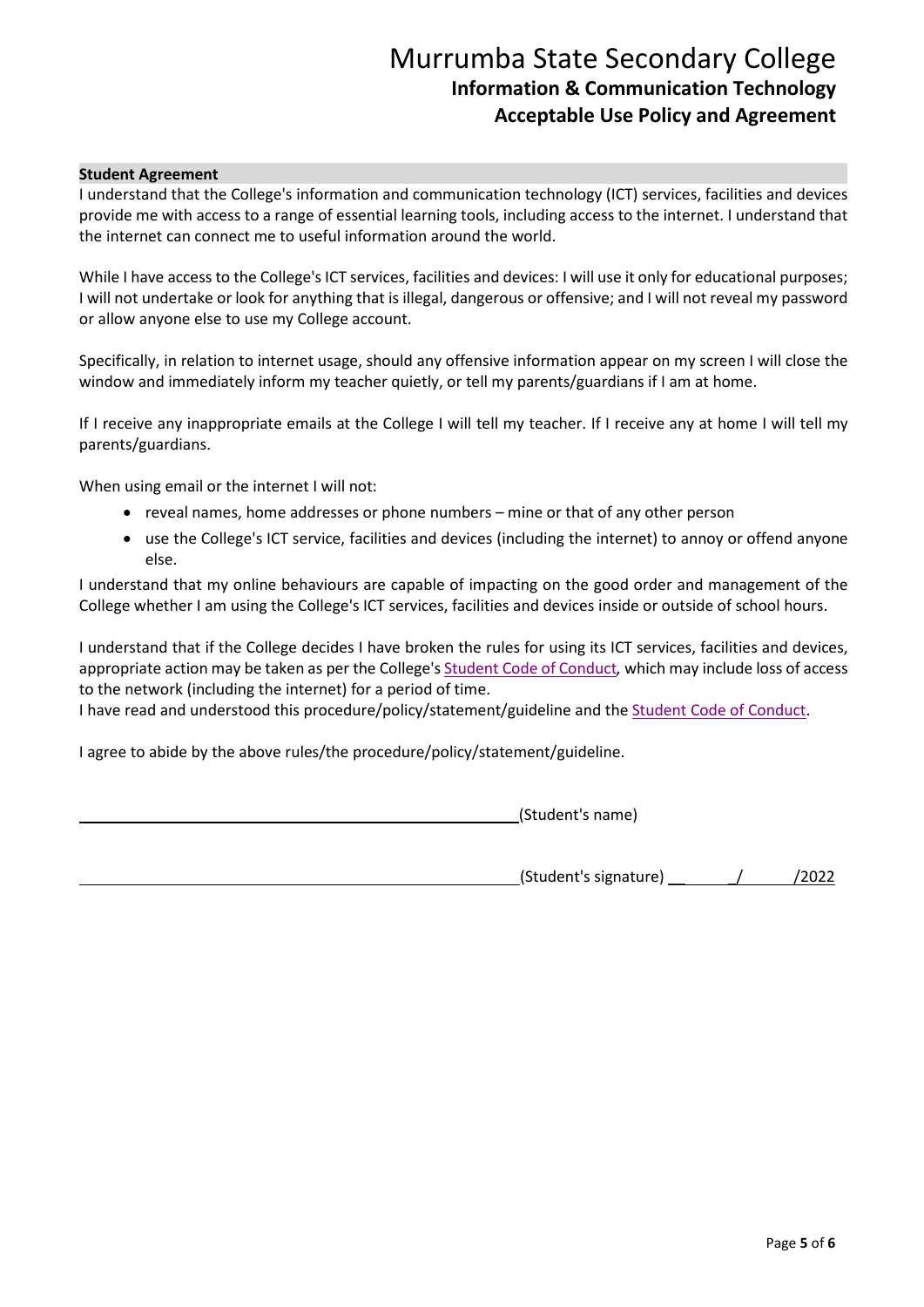## Student Agreement

I understand that the College's information and communication technology (ICT) services, facilities and devices provide me with access to a range of essential learning tools, including access to the internet. I understand that the internet can connect me to useful information around the world.

While I have access to the College's ICT services, facilities and devices: I will use it only for educational purposes; I will not undertake or look for anything that is illegal, dangerous or offensive; and I will not reveal my password or allow anyone else to use my College account.

Specifically, in relation to internet usage, should any offensive information appear on my screen I will close the window and immediately inform my teacher quietly, or tell my parents/guardians if I am at home.

If I receive any inappropriate emails at the College I will tell my teacher. If I receive any at home I will tell my parents/guardians.

When using email or the internet I will not:

- reveal names, home addresses or phone numbers – mine or that of any other person
- use the College's ICT service, facilities and devices (including the internet) to annoy or offend anyone else.

I understand that my online behaviours are capable of impacting on the good order and management of the College whether I am using the College's ICT services, facilities and devices inside or outside of school hours.

I understand that if the College decides I have broken the rules for using its ICT services, facilities and devices, appropriate action may be taken as per the College's Student Code of Conduct, which may include loss of access to the network (including the internet) for a period of time.
I have read and understood this procedure/policy/statement/guideline and the Student Code of Conduct.

I agree to abide by the above rules/the procedure/policy/statement/guideline.

\_\_\_\_\_\_\_\_\_\_\_\_\_\_\_\_\_\_\_\_\_\_\_\_\_\_\_\_\_\_\_\_\_\_\_\_\_\_\_\_ (Student's name)

\_\_\_\_\_\_\_\_\_\_\_\_\_\_\_\_\_\_\_\_\_\_\_\_\_\_\_\_\_\_\_\_\_\_\_\_\_\_\_\_ (Student's signature) \_\_\_\_\_\_/\_\_\_\_\_\_/2022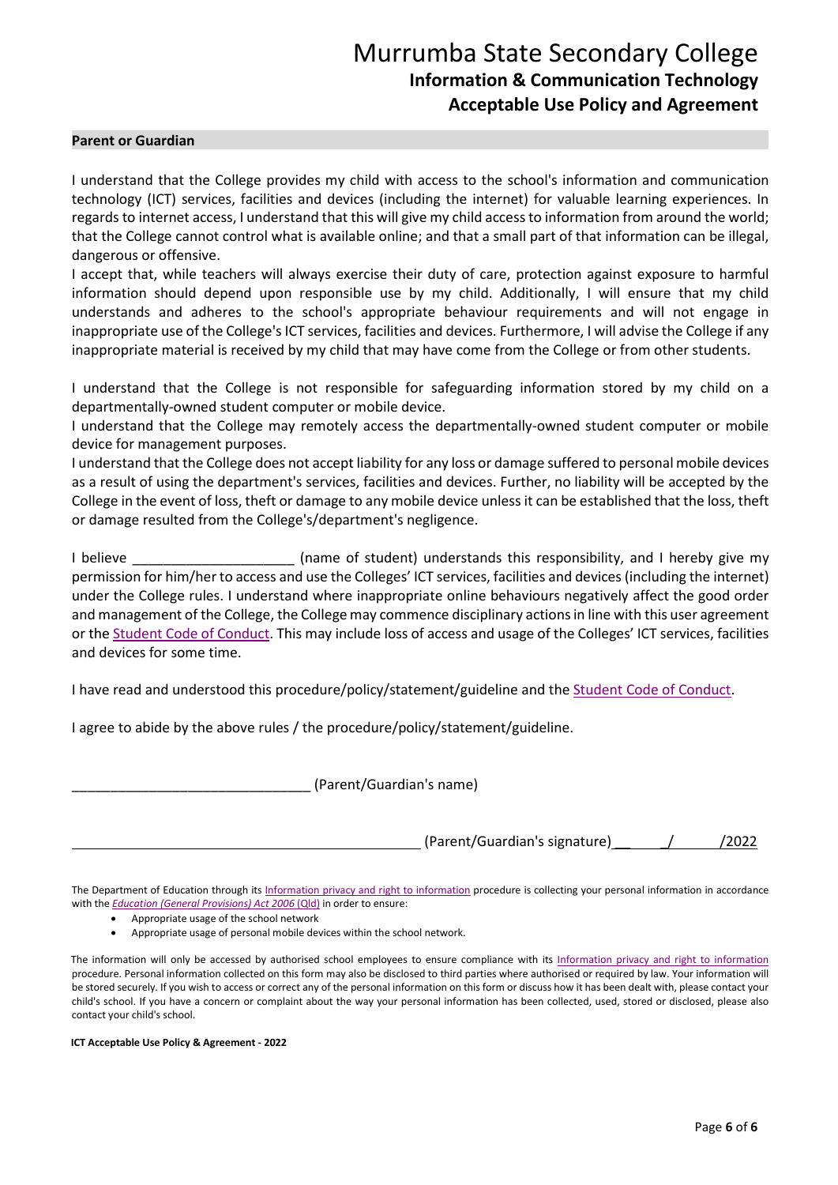## Parent or Guardian

I understand that the College provides my child with access to the school's information and communication technology (ICT) services, facilities and devices (including the internet) for valuable learning experiences. In regards to internet access, I understand that this will give my child access to information from around the world; that the College cannot control what is available online; and that a small part of that information can be illegal, dangerous or offensive.

I accept that, while teachers will always exercise their duty of care, protection against exposure to harmful information should depend upon responsible use by my child. Additionally, I will ensure that my child understands and adheres to the school's appropriate behaviour requirements and will not engage in inappropriate use of the College's ICT services, facilities and devices. Furthermore, I will advise the College if any inappropriate material is received by my child that may have come from the College or from other students.

I understand that the College is not responsible for safeguarding information stored by my child on a departmentally-owned student computer or mobile device.

I understand that the College may remotely access the departmentally-owned student computer or mobile device for management purposes.

I understand that the College does not accept liability for any loss or damage suffered to personal mobile devices as a result of using the department's services, facilities and devices. Further, no liability will be accepted by the College in the event of loss, theft or damage to any mobile device unless it can be established that the loss, theft or damage resulted from the College's/department's negligence.

I believe _____________________ (name of student) understands this responsibility, and I hereby give my permission for him/her to access and use the Colleges' ICT services, facilities and devices (including the internet) under the College rules. I understand where inappropriate online behaviours negatively affect the good order and management of the College, the College may commence disciplinary actions in line with this user agreement or the Student Code of Conduct. This may include loss of access and usage of the Colleges' ICT services, facilities and devices for some time.

I have read and understood this procedure/policy/statement/guideline and the Student Code of Conduct.

I agree to abide by the above rules / the procedure/policy/statement/guideline.

_______________________________ (Parent/Guardian's name)

_______________________________ (Parent/Guardian's signature) ____/____/2022

The Department of Education through its Information privacy and right to information procedure is collecting your personal information in accordance with the *Education (General Provisions) Act 2006* (Qld) in order to ensure:

- Appropriate usage of the school network
- Appropriate usage of personal mobile devices within the school network.

The information will only be accessed by authorised school employees to ensure compliance with its Information privacy and right to information procedure. Personal information collected on this form may also be disclosed to third parties where authorised or required by law. Your information will be stored securely. If you wish to access or correct any of the personal information on this form or discuss how it has been dealt with, please contact your child's school. If you have a concern or complaint about the way your personal information has been collected, used, stored or disclosed, please also contact your child's school.